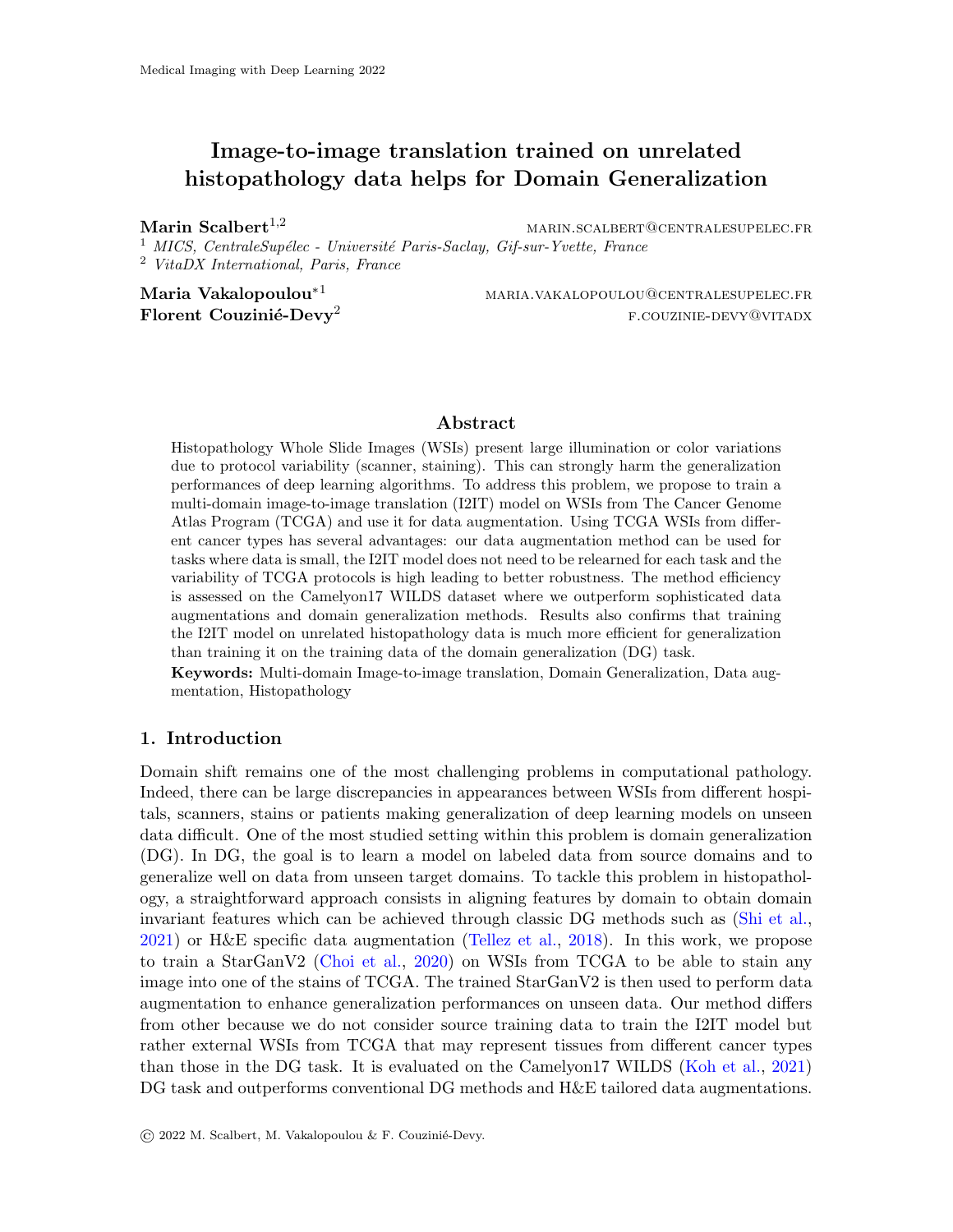Medical Imaging with Deep Learning 2022

# Image-to-image translation trained on unrelated histopathology data helps for Domain Generalization

**Marin Scalbert**[1,2] MARIN.SCALBERT@CENTRALESUPELEC.FR

[1] *MICS, CentraleSupélec - Université Paris-Saclay, Gif-sur-Yvette, France*

[2] *VitaDX International, Paris, France*

**Maria Vakalopoulou**[*1] MARIA.VAKALOPOULOU@CENTRALESUPELEC.FR

**Florent Couzinié-Devy**[2] F.COUZINIE-DEVY@VITADX

## Abstract

Histopathology Whole Slide Images (WSIs) present large illumination or color variations due to protocol variability (scanner, staining). This can strongly harm the generalization performances of deep learning algorithms. To address this problem, we propose to train a multi-domain image-to-image translation (I2IT) model on WSIs from The Cancer Genome Atlas Program (TCGA) and use it for data augmentation. Using TCGA WSIs from different cancer types has several advantages: our data augmentation method can be used for tasks where data is small, the I2IT model does not need to be relearned for each task and the variability of TCGA protocols is high leading to better robustness. The method efficiency is assessed on the Camelyon17 WILDS dataset where we outperform sophisticated data augmentations and domain generalization methods. Results also confirms that training the I2IT model on unrelated histopathology data is much more efficient for generalization than training it on the training data of the domain generalization (DG) task.

**Keywords:** Multi-domain Image-to-image translation, Domain Generalization, Data augmentation, Histopathology

## 1. Introduction

Domain shift remains one of the most challenging problems in computational pathology. Indeed, there can be large discrepancies in appearances between WSIs from different hospitals, scanners, stains or patients making generalization of deep learning models on unseen data difficult. One of the most studied setting within this problem is domain generalization (DG). In DG, the goal is to learn a model on labeled data from source domains and to generalize well on data from unseen target domains. To tackle this problem in histopathology, a straightforward approach consists in aligning features by domain to obtain domain invariant features which can be achieved through classic DG methods such as (Shi et al., 2021) or H&E specific data augmentation (Tellez et al., 2018). In this work, we propose to train a StarGanV2 (Choi et al., 2020) on WSIs from TCGA to be able to stain any image into one of the stains of TCGA. The trained StarGanV2 is then used to perform data augmentation to enhance generalization performances on unseen data. Our method differs from other because we do not consider source training data to train the I2IT model but rather external WSIs from TCGA that may represent tissues from different cancer types than those in the DG task. It is evaluated on the Camelyon17 WILDS (Koh et al., 2021) DG task and outperforms conventional DG methods and H&E tailored data augmentations.

© 2022 M. Scalbert, M. Vakalopoulou & F. Couzinié-Devy.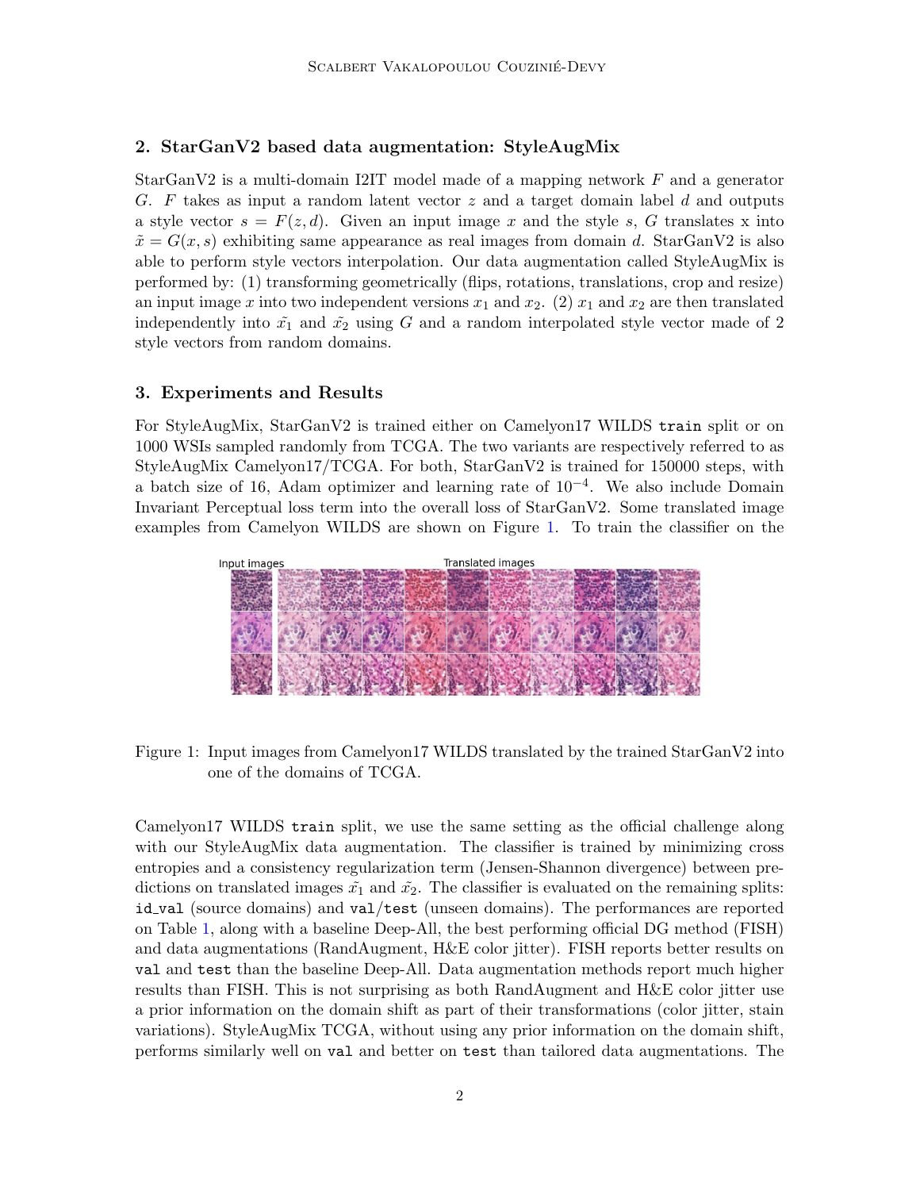## 2. StarGanV2 based data augmentation: StyleAugMix

StarGanV2 is a multi-domain I2IT model made of a mapping network $F$ and a generator $G$. $F$ takes as input a random latent vector $z$ and a target domain label $d$ and outputs a style vector $s = F(z, d)$. Given an input image $x$ and the style $s$, $G$ translates x into $\tilde{x} = G(x, s)$ exhibiting same appearance as real images from domain $d$. StarGanV2 is also able to perform style vectors interpolation. Our data augmentation called StyleAugMix is performed by: (1) transforming geometrically (flips, rotations, translations, crop and resize) an input image $x$ into two independent versions $x_1$ and $x_2$. (2) $x_1$ and $x_2$ are then translated independently into $\tilde{x_1}$ and $\tilde{x_2}$ using $G$ and a random interpolated style vector made of 2 style vectors from random domains.

## 3. Experiments and Results

For StyleAugMix, StarGanV2 is trained either on Camelyon17 WILDS `train` split or on 1000 WSIs sampled randomly from TCGA. The two variants are respectively referred to as StyleAugMix Camelyon17/TCGA. For both, StarGanV2 is trained for 150000 steps, with a batch size of 16, Adam optimizer and learning rate of $10^{-4}$. We also include Domain Invariant Perceptual loss term into the overall loss of StarGanV2. Some translated image examples from Camelyon WILDS are shown on Figure 1. To train the classifier on the Camelyon17 WILDS `train` split, we use the same setting as the official challenge along with our StyleAugMix data augmentation. The classifier is trained by minimizing cross entropies and a consistency regularization term (Jensen-Shannon divergence) between predictions on translated images $\tilde{x_1}$ and $\tilde{x_2}$. The classifier is evaluated on the remaining splits: `id_val` (source domains) and `val`/`test` (unseen domains). The performances are reported on Table 1, along with a baseline Deep-All, the best performing official DG method (FISH) and data augmentations (RandAugment, H&E color jitter). FISH reports better results on `val` and `test` than the baseline Deep-All. Data augmentation methods report much higher results than FISH. This is not surprising as both RandAugment and H&E color jitter use a prior information on the domain shift as part of their transformations (color jitter, stain variations). StyleAugMix TCGA, without using any prior information on the domain shift, performs similarly well on `val` and better on `test` than tailored data augmentations. The

Figure 1: Input images from Camelyon17 WILDS translated by the trained StarGanV2 into one of the domains of TCGA.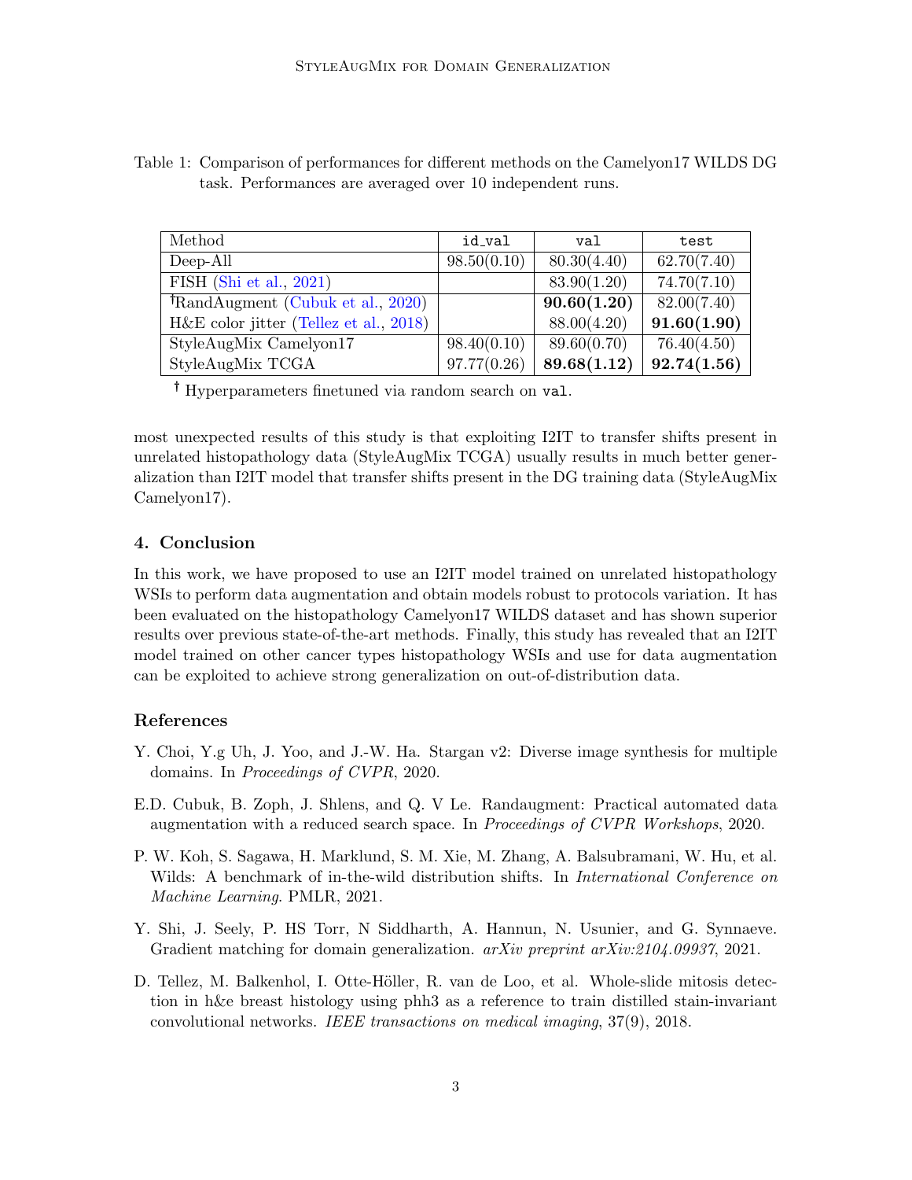Table 1: Comparison of performances for different methods on the Camelyon17 WILDS DG task. Performances are averaged over 10 independent runs.

| Method | `id_val` | `val` | `test` |
|---|---|---|---|
| Deep-All | 98.50(0.10) | 80.30(4.40) | 62.70(7.40) |
| FISH (Shi et al., 2021) | | 83.90(1.20) | 74.70(7.10) |
| †RandAugment (Cubuk et al., 2020) | | **90.60(1.20)** | 82.00(7.40) |
| H&E color jitter (Tellez et al., 2018) | | 88.00(4.20) | **91.60(1.90)** |
| StyleAugMix Camelyon17 | 98.40(0.10) | 89.60(0.70) | 76.40(4.50) |
| StyleAugMix TCGA | 97.77(0.26) | **89.68(1.12)** | **92.74(1.56)** |

† Hyperparameters finetuned via random search on `val`.

most unexpected results of this study is that exploiting I2IT to transfer shifts present in unrelated histopathology data (StyleAugMix TCGA) usually results in much better generalization than I2IT model that transfer shifts present in the DG training data (StyleAugMix Camelyon17).

## 4. Conclusion

In this work, we have proposed to use an I2IT model trained on unrelated histopathology WSIs to perform data augmentation and obtain models robust to protocols variation. It has been evaluated on the histopathology Camelyon17 WILDS dataset and has shown superior results over previous state-of-the-art methods. Finally, this study has revealed that an I2IT model trained on other cancer types histopathology WSIs and use for data augmentation can be exploited to achieve strong generalization on out-of-distribution data.

## References

Y. Choi, Y.g Uh, J. Yoo, and J.-W. Ha. Stargan v2: Diverse image synthesis for multiple domains. In *Proceedings of CVPR*, 2020.

E.D. Cubuk, B. Zoph, J. Shlens, and Q. V Le. Randaugment: Practical automated data augmentation with a reduced search space. In *Proceedings of CVPR Workshops*, 2020.

P. W. Koh, S. Sagawa, H. Marklund, S. M. Xie, M. Zhang, A. Balsubramani, W. Hu, et al. Wilds: A benchmark of in-the-wild distribution shifts. In *International Conference on Machine Learning*. PMLR, 2021.

Y. Shi, J. Seely, P. HS Torr, N Siddharth, A. Hannun, N. Usunier, and G. Synnaeve. Gradient matching for domain generalization. *arXiv preprint arXiv:2104.09937*, 2021.

D. Tellez, M. Balkenhol, I. Otte-Höller, R. van de Loo, et al. Whole-slide mitosis detection in h&e breast histology using phh3 as a reference to train distilled stain-invariant convolutional networks. *IEEE transactions on medical imaging*, 37(9), 2018.